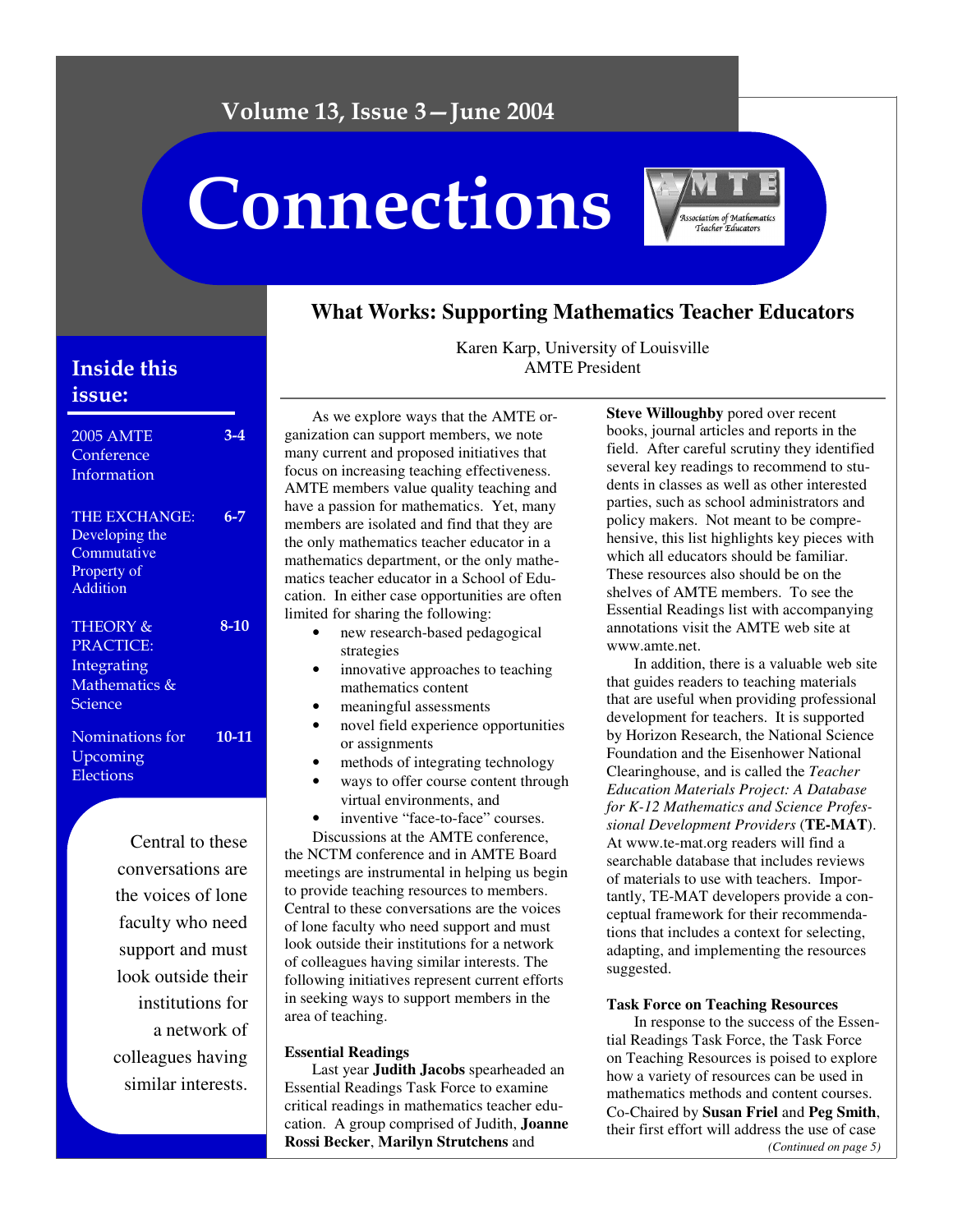Volume 13, Issue 3—June 2004

# Connections

Association of Mathematics Teacher Educators

## Inside this issue:

| | |
|---|---|
| 2005 AMTE Conference Information | 3-4 |
| THE EXCHANGE: Developing the Commutative Property of Addition | 6-7 |
| THEORY & PRACTICE: Integrating Mathematics & Science | 8-10 |
| Nominations for Upcoming Elections | 10-11 |

> Central to these conversations are the voices of lone faculty who need support and must look outside their institutions for a network of colleagues having similar interests.

## What Works: Supporting Mathematics Teacher Educators

Karen Karp, University of Louisville
AMTE President

As we explore ways that the AMTE organization can support members, we note many current and proposed initiatives that focus on increasing teaching effectiveness. AMTE members value quality teaching and have a passion for mathematics. Yet, many members are isolated and find that they are the only mathematics teacher educator in a mathematics department, or the only mathematics teacher educator in a School of Education. In either case opportunities are often limited for sharing the following:

- new research-based pedagogical strategies
- innovative approaches to teaching mathematics content
- meaningful assessments
- novel field experience opportunities or assignments
- methods of integrating technology
- ways to offer course content through virtual environments, and
- inventive "face-to-face" courses.

Discussions at the AMTE conference, the NCTM conference and in AMTE Board meetings are instrumental in helping us begin to provide teaching resources to members. Central to these conversations are the voices of lone faculty who need support and must look outside their institutions for a network of colleagues having similar interests. The following initiatives represent current efforts in seeking ways to support members in the area of teaching.

### Essential Readings

Last year **Judith Jacobs** spearheaded an Essential Readings Task Force to examine critical readings in mathematics teacher education. A group comprised of Judith, **Joanne Rossi Becker**, **Marilyn Strutchens** and **Steve Willoughby** pored over recent books, journal articles and reports in the field. After careful scrutiny they identified several key readings to recommend to students in classes as well as other interested parties, such as school administrators and policy makers. Not meant to be comprehensive, this list highlights key pieces with which all educators should be familiar. These resources also should be on the shelves of AMTE members. To see the Essential Readings list with accompanying annotations visit the AMTE web site at www.amte.net.

In addition, there is a valuable web site that guides readers to teaching materials that are useful when providing professional development for teachers. It is supported by Horizon Research, the National Science Foundation and the Eisenhower National Clearinghouse, and is called the *Teacher Education Materials Project: A Database for K-12 Mathematics and Science Professional Development Providers* (**TE-MAT**). At www.te-mat.org readers will find a searchable database that includes reviews of materials to use with teachers. Importantly, TE-MAT developers provide a conceptual framework for their recommendations that includes a context for selecting, adapting, and implementing the resources suggested.

### Task Force on Teaching Resources

In response to the success of the Essential Readings Task Force, the Task Force on Teaching Resources is poised to explore how a variety of resources can be used in mathematics methods and content courses. Co-Chaired by **Susan Friel** and **Peg Smith**, their first effort will address the use of case

*(Continued on page 5)*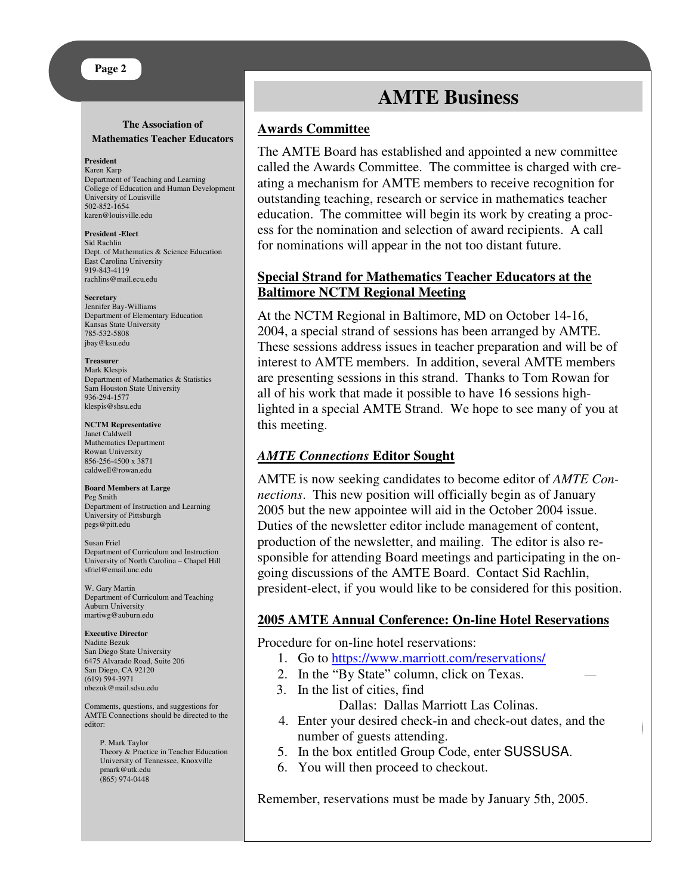**The Association of Mathematics Teacher Educators**

**President**
Karen Karp
Department of Teaching and Learning
College of Education and Human Development
University of Louisville
502-852-1654
karen@louisville.edu

**President -Elect**
Sid Rachlin
Dept. of Mathematics & Science Education
East Carolina University
919-843-4119
rachlins@mail.ecu.edu

**Secretary**
Jennifer Bay-Williams
Department of Elementary Education
Kansas State University
785-532-5808
jbay@ksu.edu

**Treasurer**
Mark Klespis
Department of Mathematics & Statistics
Sam Houston State University
936-294-1577
klespis@shsu.edu

**NCTM Representative**
Janet Caldwell
Mathematics Department
Rowan University
856-256-4500 x 3871
caldwell@rowan.edu

**Board Members at Large**
Peg Smith
Department of Instruction and Learning
University of Pittsburgh
pegs@pitt.edu

Susan Friel
Department of Curriculum and Instruction
University of North Carolina – Chapel Hill
sfriel@email.unc.edu

W. Gary Martin
Department of Curriculum and Teaching
Auburn University
martiwg@auburn.edu

**Executive Director**
Nadine Bezuk
San Diego State University
6475 Alvarado Road, Suite 206
San Diego, CA 92120
(619) 594-3971
nbezuk@mail.sdsu.edu

Comments, questions, and suggestions for AMTE Connections should be directed to the editor:

P. Mark Taylor
Theory & Practice in Teacher Education
University of Tennessee, Knoxville
pmark@utk.edu
(865) 974-0448

# AMTE Business

## Awards Committee

The AMTE Board has established and appointed a new committee called the Awards Committee. The committee is charged with creating a mechanism for AMTE members to receive recognition for outstanding teaching, research or service in mathematics teacher education. The committee will begin its work by creating a process for the nomination and selection of award recipients. A call for nominations will appear in the not too distant future.

## Special Strand for Mathematics Teacher Educators at the Baltimore NCTM Regional Meeting

At the NCTM Regional in Baltimore, MD on October 14-16, 2004, a special strand of sessions has been arranged by AMTE. These sessions address issues in teacher preparation and will be of interest to AMTE members. In addition, several AMTE members are presenting sessions in this strand. Thanks to Tom Rowan for all of his work that made it possible to have 16 sessions highlighted in a special AMTE Strand. We hope to see many of you at this meeting.

## *AMTE Connections* Editor Sought

AMTE is now seeking candidates to become editor of *AMTE Connections*. This new position will officially begin as of January 2005 but the new appointee will aid in the October 2004 issue. Duties of the newsletter editor include management of content, production of the newsletter, and mailing. The editor is also responsible for attending Board meetings and participating in the ongoing discussions of the AMTE Board. Contact Sid Rachlin, president-elect, if you would like to be considered for this position.

## 2005 AMTE Annual Conference: On-line Hotel Reservations

Procedure for on-line hotel reservations:

1. Go to https://www.marriott.com/reservations/
2. In the "By State" column, click on Texas.
3. In the list of cities, find
   Dallas: Dallas Marriott Las Colinas.
4. Enter your desired check-in and check-out dates, and the number of guests attending.
5. In the box entitled Group Code, enter SUSSUSA.
6. You will then proceed to checkout.

Remember, reservations must be made by January 5th, 2005.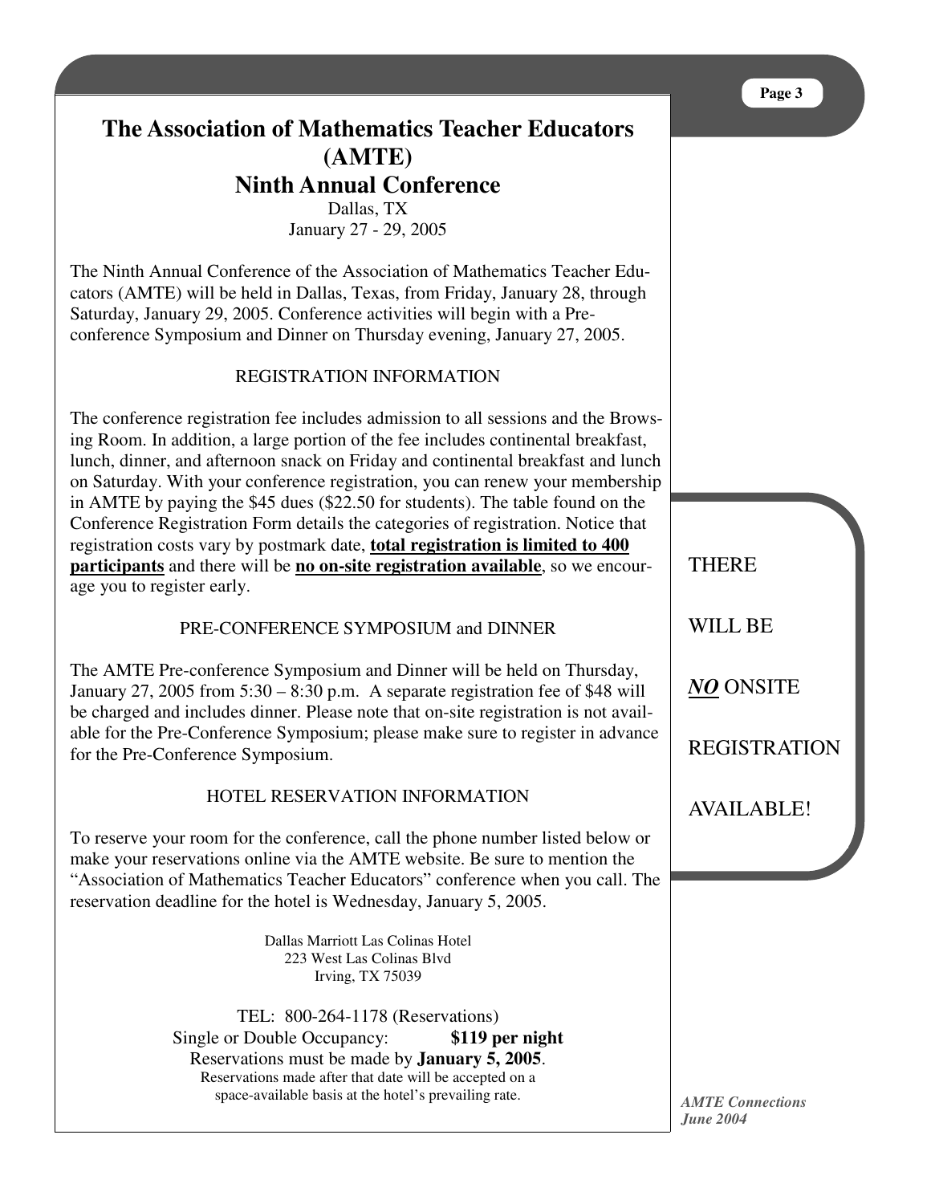# The Association of Mathematics Teacher Educators (AMTE)
## Ninth Annual Conference

Dallas, TX
January 27 - 29, 2005

The Ninth Annual Conference of the Association of Mathematics Teacher Educators (AMTE) will be held in Dallas, Texas, from Friday, January 28, through Saturday, January 29, 2005. Conference activities will begin with a Pre-conference Symposium and Dinner on Thursday evening, January 27, 2005.

### REGISTRATION INFORMATION

The conference registration fee includes admission to all sessions and the Browsing Room. In addition, a large portion of the fee includes continental breakfast, lunch, dinner, and afternoon snack on Friday and continental breakfast and lunch on Saturday. With your conference registration, you can renew your membership in AMTE by paying the $45 dues ($22.50 for students). The table found on the Conference Registration Form details the categories of registration. Notice that registration costs vary by postmark date, **total registration is limited to 400 participants** and there will be **no on-site registration available**, so we encourage you to register early.

### PRE-CONFERENCE SYMPOSIUM and DINNER

The AMTE Pre-conference Symposium and Dinner will be held on Thursday, January 27, 2005 from 5:30 – 8:30 p.m. A separate registration fee of $48 will be charged and includes dinner. Please note that on-site registration is not available for the Pre-Conference Symposium; please make sure to register in advance for the Pre-Conference Symposium.

### HOTEL RESERVATION INFORMATION

To reserve your room for the conference, call the phone number listed below or make your reservations online via the AMTE website. Be sure to mention the "Association of Mathematics Teacher Educators" conference when you call. The reservation deadline for the hotel is Wednesday, January 5, 2005.

Dallas Marriott Las Colinas Hotel
223 West Las Colinas Blvd
Irving, TX 75039

TEL: 800-264-1178 (Reservations)
Single or Double Occupancy: **$119 per night**
Reservations must be made by **January 5, 2005**.
Reservations made after that date will be accepted on a space-available basis at the hotel's prevailing rate.

THERE WILL BE ***NO*** ONSITE REGISTRATION AVAILABLE!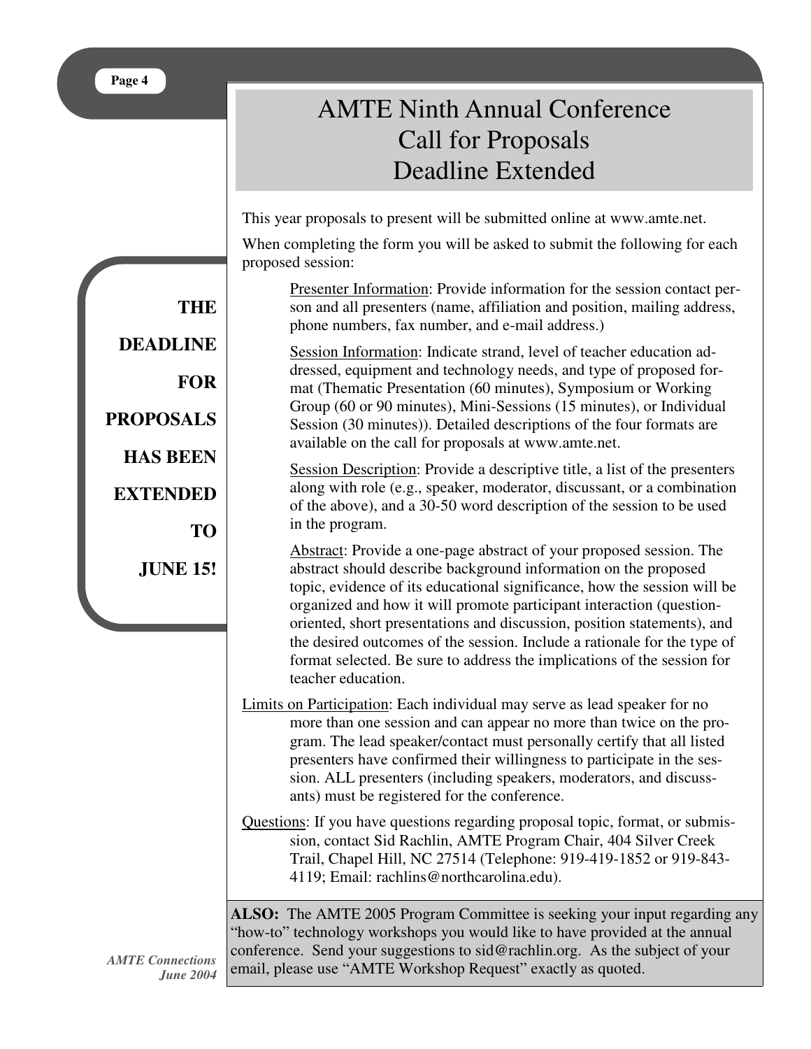# AMTE Ninth Annual Conference Call for Proposals Deadline Extended

**THE DEADLINE FOR PROPOSALS HAS BEEN EXTENDED TO JUNE 15!**

This year proposals to present will be submitted online at www.amte.net.

When completing the form you will be asked to submit the following for each proposed session:

> Presenter Information: Provide information for the session contact person and all presenters (name, affiliation and position, mailing address, phone numbers, fax number, and e-mail address.)
>
> Session Information: Indicate strand, level of teacher education addressed, equipment and technology needs, and type of proposed format (Thematic Presentation (60 minutes), Symposium or Working Group (60 or 90 minutes), Mini-Sessions (15 minutes), or Individual Session (30 minutes)). Detailed descriptions of the four formats are available on the call for proposals at www.amte.net.
>
> Session Description: Provide a descriptive title, a list of the presenters along with role (e.g., speaker, moderator, discussant, or a combination of the above), and a 30-50 word description of the session to be used in the program.
>
> Abstract: Provide a one-page abstract of your proposed session. The abstract should describe background information on the proposed topic, evidence of its educational significance, how the session will be organized and how it will promote participant interaction (question-oriented, short presentations and discussion, position statements), and the desired outcomes of the session. Include a rationale for the type of format selected. Be sure to address the implications of the session for teacher education.

Limits on Participation: Each individual may serve as lead speaker for no more than one session and can appear no more than twice on the program. The lead speaker/contact must personally certify that all listed presenters have confirmed their willingness to participate in the session. ALL presenters (including speakers, moderators, and discussants) must be registered for the conference.

Questions: If you have questions regarding proposal topic, format, or submission, contact Sid Rachlin, AMTE Program Chair, 404 Silver Creek Trail, Chapel Hill, NC 27514 (Telephone: 919-419-1852 or 919-843-4119; Email: rachlins@northcarolina.edu).

**ALSO:** The AMTE 2005 Program Committee is seeking your input regarding any "how-to" technology workshops you would like to have provided at the annual conference. Send your suggestions to sid@rachlin.org. As the subject of your email, please use "AMTE Workshop Request" exactly as quoted.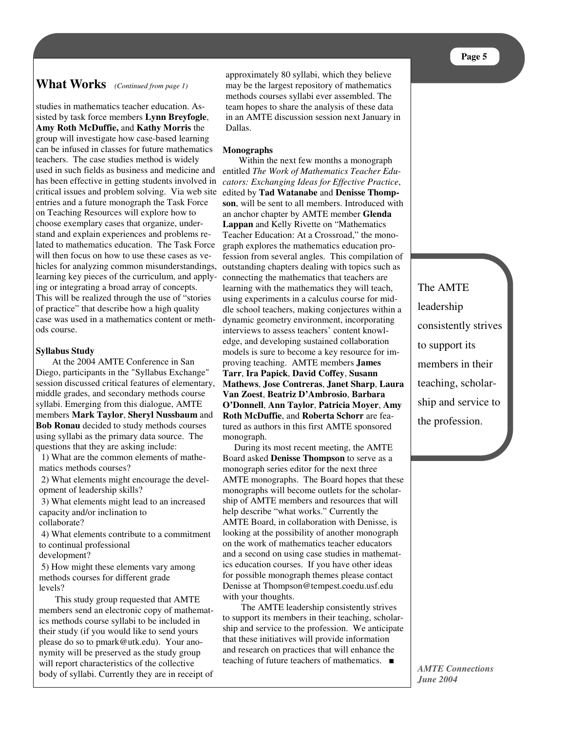## What Works *(Continued from page 1)*

studies in mathematics teacher education. Assisted by task force members **Lynn Breyfogle**, **Amy Roth McDuffie,** and **Kathy Morris** the group will investigate how case-based learning can be infused in classes for future mathematics teachers. The case studies method is widely used in such fields as business and medicine and has been effective in getting students involved in critical issues and problem solving. Via web site entries and a future monograph the Task Force on Teaching Resources will explore how to choose exemplary cases that organize, understand and explain experiences and problems related to mathematics education. The Task Force will then focus on how to use these cases as vehicles for analyzing common misunderstandings, learning key pieces of the curriculum, and applying or integrating a broad array of concepts. This will be realized through the use of "stories of practice" that describe how a high quality case was used in a mathematics content or methods course.

**Syllabus Study**

At the 2004 AMTE Conference in San Diego, participants in the "Syllabus Exchange" session discussed critical features of elementary, middle grades, and secondary methods course syllabi. Emerging from this dialogue, AMTE members **Mark Taylor**, **Sheryl Nussbaum** and **Bob Ronau** decided to study methods courses using syllabi as the primary data source. The questions that they are asking include:

1) What are the common elements of mathematics methods courses?

2) What elements might encourage the development of leadership skills?

3) What elements might lead to an increased capacity and/or inclination to collaborate?

4) What elements contribute to a commitment to continual professional development?

5) How might these elements vary among methods courses for different grade levels?

This study group requested that AMTE members send an electronic copy of mathematics methods course syllabi to be included in their study (if you would like to send yours please do so to pmark@utk.edu). Your anonymity will be preserved as the study group will report characteristics of the collective body of syllabi. Currently they are in receipt of approximately 80 syllabi, which they believe may be the largest repository of mathematics methods courses syllabi ever assembled. The team hopes to share the analysis of these data in an AMTE discussion session next January in Dallas.

**Monographs**

Within the next few months a monograph entitled *The Work of Mathematics Teacher Educators: Exchanging Ideas for Effective Practice*, edited by **Tad Watanabe** and **Denisse Thompson**, will be sent to all members. Introduced with an anchor chapter by AMTE member **Glenda Lappan** and Kelly Rivette on "Mathematics Teacher Education: At a Crossroad," the monograph explores the mathematics education profession from several angles. This compilation of outstanding chapters dealing with topics such as connecting the mathematics that teachers are learning with the mathematics they will teach, using experiments in a calculus course for middle school teachers, making conjectures within a dynamic geometry environment, incorporating interviews to assess teachers' content knowledge, and developing sustained collaboration models is sure to become a key resource for improving teaching. AMTE members **James Tarr**, **Ira Papick**, **David Coffey**, **Susann Mathews**, **Jose Contreras**, **Janet Sharp**, **Laura Van Zoest**, **Beatriz D'Ambrosio**, **Barbara O'Donnell**, **Ann Taylor**, **Patricia Moyer**, **Amy Roth McDuffie**, and **Roberta Schorr** are featured as authors in this first AMTE sponsored monograph.

During its most recent meeting, the AMTE Board asked **Denisse Thompson** to serve as a monograph series editor for the next three AMTE monographs. The Board hopes that these monographs will become outlets for the scholarship of AMTE members and resources that will help describe "what works." Currently the AMTE Board, in collaboration with Denisse, is looking at the possibility of another monograph on the work of mathematics teacher educators and a second on using case studies in mathematics education courses. If you have other ideas for possible monograph themes please contact Denisse at Thompson@tempest.coedu.usf.edu with your thoughts.

The AMTE leadership consistently strives to support its members in their teaching, scholarship and service to the profession. We anticipate that these initiatives will provide information and research on practices that will enhance the teaching of future teachers of mathematics. ■

> The AMTE leadership consistently strives to support its members in their teaching, scholarship and service to the profession.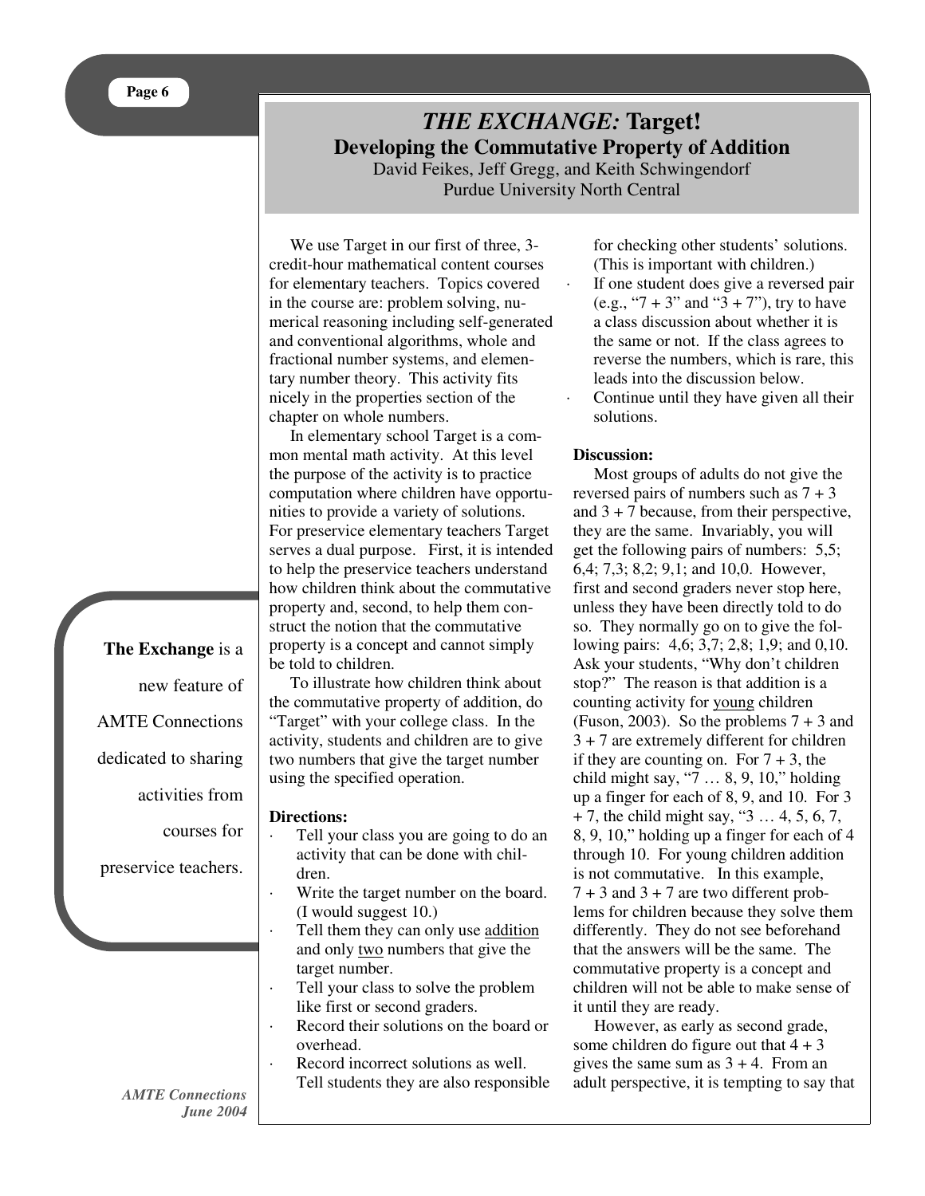# *THE EXCHANGE:* Target!

## Developing the Commutative Property of Addition

David Feikes, Jeff Gregg, and Keith Schwingendorf
Purdue University North Central

**The Exchange** is a new feature of AMTE Connections dedicated to sharing activities from courses for preservice teachers.

We use Target in our first of three, 3-credit-hour mathematical content courses for elementary teachers. Topics covered in the course are: problem solving, numerical reasoning including self-generated and conventional algorithms, whole and fractional number systems, and elementary number theory. This activity fits nicely in the properties section of the chapter on whole numbers.

In elementary school Target is a common mental math activity. At this level the purpose of the activity is to practice computation where children have opportunities to provide a variety of solutions. For preservice elementary teachers Target serves a dual purpose. First, it is intended to help the preservice teachers understand how children think about the commutative property and, second, to help them construct the notion that the commutative property is a concept and cannot simply be told to children.

To illustrate how children think about the commutative property of addition, do "Target" with your college class. In the activity, students and children are to give two numbers that give the target number using the specified operation.

**Directions:**

- Tell your class you are going to do an activity that can be done with children.
- Write the target number on the board. (I would suggest 10.)
- Tell them they can only use addition and only two numbers that give the target number.
- Tell your class to solve the problem like first or second graders.
- Record their solutions on the board or overhead.
- Record incorrect solutions as well. Tell students they are also responsible for checking other students' solutions. (This is important with children.)
- If one student does give a reversed pair (e.g., "7 + 3" and "3 + 7"), try to have a class discussion about whether it is the same or not. If the class agrees to reverse the numbers, which is rare, this leads into the discussion below.
- Continue until they have given all their solutions.

**Discussion:**

Most groups of adults do not give the reversed pairs of numbers such as 7 + 3 and 3 + 7 because, from their perspective, they are the same. Invariably, you will get the following pairs of numbers: 5,5; 6,4; 7,3; 8,2; 9,1; and 10,0. However, first and second graders never stop here, unless they have been directly told to do so. They normally go on to give the following pairs: 4,6; 3,7; 2,8; 1,9; and 0,10. Ask your students, "Why don't children stop?" The reason is that addition is a counting activity for young children (Fuson, 2003). So the problems 7 + 3 and 3 + 7 are extremely different for children if they are counting on. For 7 + 3, the child might say, "7 … 8, 9, 10," holding up a finger for each of 8, 9, and 10. For 3 + 7, the child might say, "3 … 4, 5, 6, 7, 8, 9, 10," holding up a finger for each of 4 through 10. For young children addition is not commutative. In this example, 7 + 3 and 3 + 7 are two different problems for children because they solve them differently. They do not see beforehand that the answers will be the same. The commutative property is a concept and children will not be able to make sense of it until they are ready.

However, as early as second grade, some children do figure out that 4 + 3 gives the same sum as 3 + 4. From an adult perspective, it is tempting to say that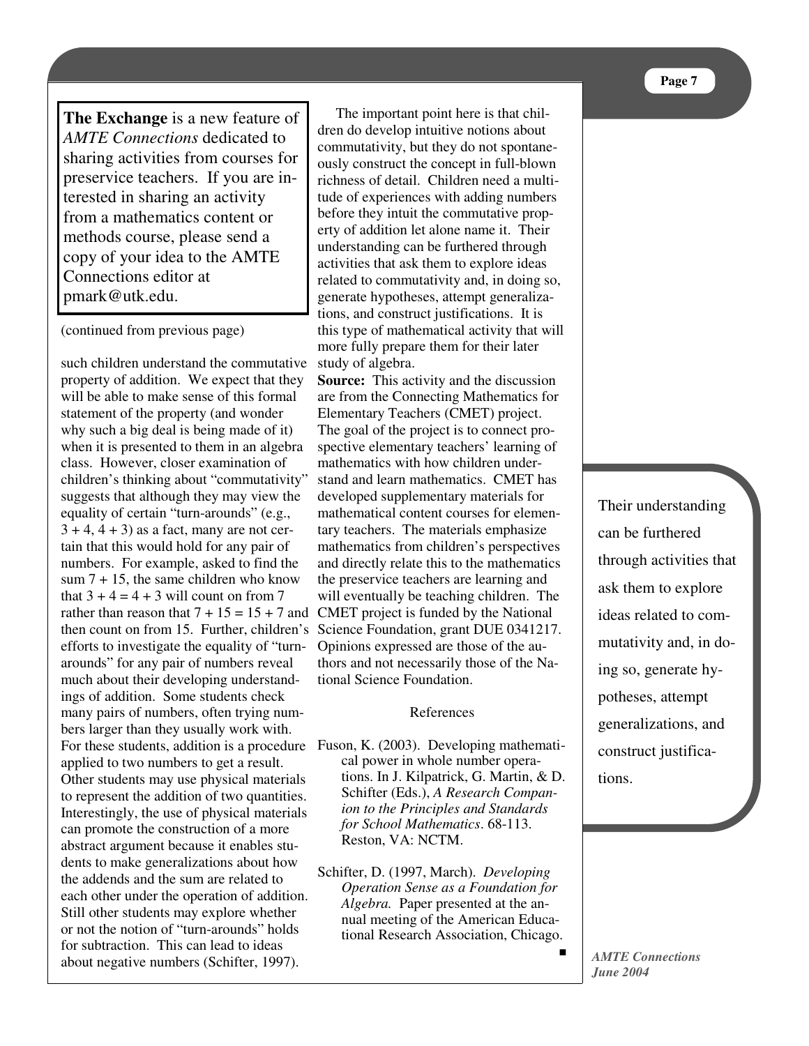**The Exchange** is a new feature of *AMTE Connections* dedicated to sharing activities from courses for preservice teachers. If you are interested in sharing an activity from a mathematics content or methods course, please send a copy of your idea to the AMTE Connections editor at pmark@utk.edu.

(continued from previous page)

such children understand the commutative property of addition. We expect that they will be able to make sense of this formal statement of the property (and wonder why such a big deal is being made of it) when it is presented to them in an algebra class. However, closer examination of children's thinking about "commutativity" suggests that although they may view the equality of certain "turn-arounds" (e.g., $3 + 4$, $4 + 3$) as a fact, many are not certain that this would hold for any pair of numbers. For example, asked to find the sum $7 + 15$, the same children who know that $3 + 4 = 4 + 3$ will count on from 7 rather than reason that $7 + 15 = 15 + 7$ and then count on from 15. Further, children's efforts to investigate the equality of "turn-arounds" for any pair of numbers reveal much about their developing understandings of addition. Some students check many pairs of numbers, often trying numbers larger than they usually work with. For these students, addition is a procedure applied to two numbers to get a result. Other students may use physical materials to represent the addition of two quantities. Interestingly, the use of physical materials can promote the construction of a more abstract argument because it enables students to make generalizations about how the addends and the sum are related to each other under the operation of addition. Still other students may explore whether or not the notion of "turn-arounds" holds for subtraction. This can lead to ideas about negative numbers (Schifter, 1997).

The important point here is that children do develop intuitive notions about commutativity, but they do not spontaneously construct the concept in full-blown richness of detail. Children need a multitude of experiences with adding numbers before they intuit the commutative property of addition let alone name it. Their understanding can be furthered through activities that ask them to explore ideas related to commutativity and, in doing so, generate hypotheses, attempt generalizations, and construct justifications. It is this type of mathematical activity that will more fully prepare them for their later study of algebra.

**Source:** This activity and the discussion are from the Connecting Mathematics for Elementary Teachers (CMET) project. The goal of the project is to connect prospective elementary teachers' learning of mathematics with how children understand and learn mathematics. CMET has developed supplementary materials for mathematical content courses for elementary teachers. The materials emphasize mathematics from children's perspectives and directly relate this to the mathematics the preservice teachers are learning and will eventually be teaching children. The CMET project is funded by the National Science Foundation, grant DUE 0341217. Opinions expressed are those of the authors and not necessarily those of the National Science Foundation.

References

Fuson, K. (2003). Developing mathematical power in whole number operations. In J. Kilpatrick, G. Martin, & D. Schifter (Eds.), *A Research Companion to the Principles and Standards for School Mathematics*. 68-113. Reston, VA: NCTM.

Schifter, D. (1997, March). *Developing Operation Sense as a Foundation for Algebra.* Paper presented at the annual meeting of the American Educational Research Association, Chicago.

■

Their understanding can be furthered through activities that ask them to explore ideas related to commutativity and, in doing so, generate hypotheses, attempt generalizations, and construct justifications.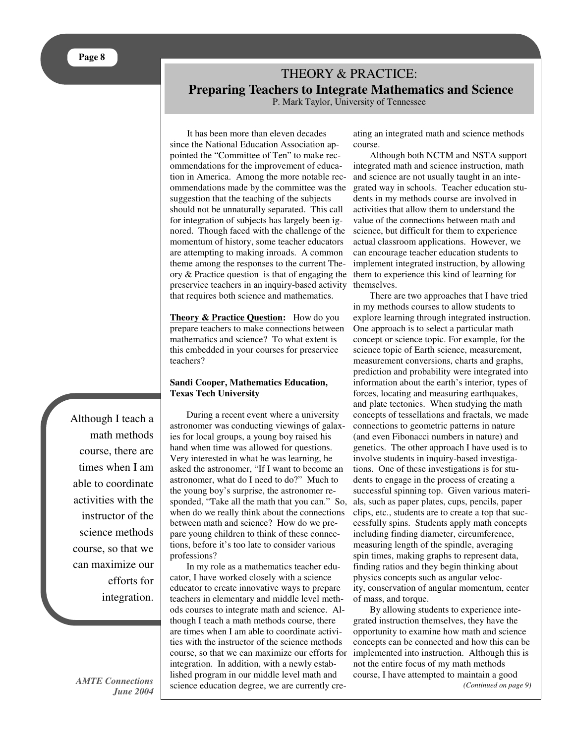# THEORY & PRACTICE:
## Preparing Teachers to Integrate Mathematics and Science

P. Mark Taylor, University of Tennessee

It has been more than eleven decades since the National Education Association appointed the "Committee of Ten" to make recommendations for the improvement of education in America. Among the more notable recommendations made by the committee was the suggestion that the teaching of the subjects should not be unnaturally separated. This call for integration of subjects has largely been ignored. Though faced with the challenge of the momentum of history, some teacher educators are attempting to making inroads. A common theme among the responses to the current Theory & Practice question is that of engaging the preservice teachers in an inquiry-based activity that requires both science and mathematics.

**Theory & Practice Question:** How do you prepare teachers to make connections between mathematics and science? To what extent is this embedded in your courses for preservice teachers?

**Sandi Cooper, Mathematics Education, Texas Tech University**

During a recent event where a university astronomer was conducting viewings of galaxies for local groups, a young boy raised his hand when time was allowed for questions. Very interested in what he was learning, he asked the astronomer, "If I want to become an astronomer, what do I need to do?" Much to the young boy's surprise, the astronomer responded, "Take all the math that you can." So, when do we really think about the connections between math and science? How do we prepare young children to think of these connections, before it's too late to consider various professions?

In my role as a mathematics teacher educator, I have worked closely with a science educator to create innovative ways to prepare teachers in elementary and middle level methods courses to integrate math and science. Although I teach a math methods course, there are times when I am able to coordinate activities with the instructor of the science methods course, so that we can maximize our efforts for integration. In addition, with a newly established program in our middle level math and science education degree, we are currently creating an integrated math and science methods course.

> Although I teach a math methods course, there are times when I am able to coordinate activities with the instructor of the science methods course, so that we can maximize our efforts for integration.

Although both NCTM and NSTA support integrated math and science instruction, math and science are not usually taught in an integrated way in schools. Teacher education students in my methods course are involved in activities that allow them to understand the value of the connections between math and science, but difficult for them to experience actual classroom applications. However, we can encourage teacher education students to implement integrated instruction, by allowing them to experience this kind of learning for themselves.

There are two approaches that I have tried in my methods courses to allow students to explore learning through integrated instruction. One approach is to select a particular math concept or science topic. For example, for the science topic of Earth science, measurement, measurement conversions, charts and graphs, prediction and probability were integrated into information about the earth's interior, types of forces, locating and measuring earthquakes, and plate tectonics. When studying the math concepts of tessellations and fractals, we made connections to geometric patterns in nature (and even Fibonacci numbers in nature) and genetics. The other approach I have used is to involve students in inquiry-based investigations. One of these investigations is for students to engage in the process of creating a successful spinning top. Given various materials, such as paper plates, cups, pencils, paper clips, etc., students are to create a top that successfully spins. Students apply math concepts including finding diameter, circumference, measuring length of the spindle, averaging spin times, making graphs to represent data, finding ratios and they begin thinking about physics concepts such as angular velocity, conservation of angular momentum, center of mass, and torque.

By allowing students to experience integrated instruction themselves, they have the opportunity to examine how math and science concepts can be connected and how this can be implemented into instruction. Although this is not the entire focus of my math methods course, I have attempted to maintain a good

*(Continued on page 9)*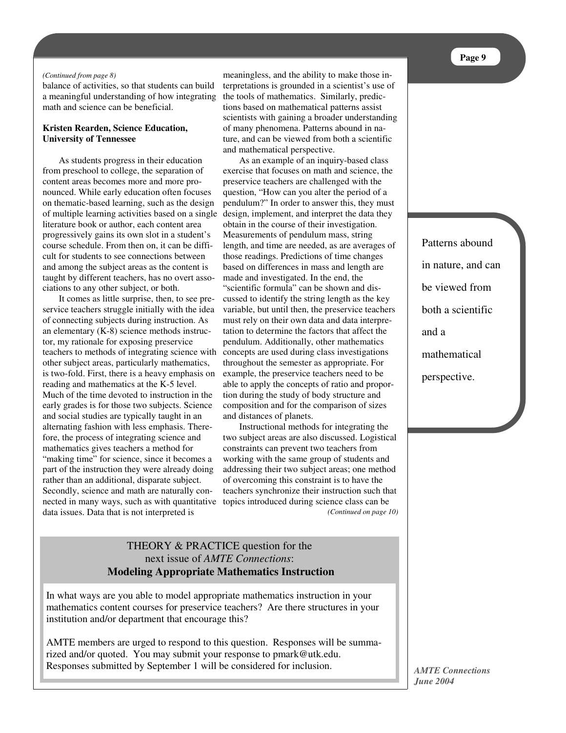*(Continued from page 8)*

balance of activities, so that students can build a meaningful understanding of how integrating math and science can be beneficial.

**Kristen Rearden, Science Education, University of Tennessee**

As students progress in their education from preschool to college, the separation of content areas becomes more and more pronounced. While early education often focuses on thematic-based learning, such as the design of multiple learning activities based on a single literature book or author, each content area progressively gains its own slot in a student's course schedule. From then on, it can be difficult for students to see connections between and among the subject areas as the content is taught by different teachers, has no overt associations to any other subject, or both.

It comes as little surprise, then, to see preservice teachers struggle initially with the idea of connecting subjects during instruction. As an elementary (K-8) science methods instructor, my rationale for exposing preservice teachers to methods of integrating science with other subject areas, particularly mathematics, is two-fold. First, there is a heavy emphasis on reading and mathematics at the K-5 level. Much of the time devoted to instruction in the early grades is for those two subjects. Science and social studies are typically taught in an alternating fashion with less emphasis. Therefore, the process of integrating science and mathematics gives teachers a method for "making time" for science, since it becomes a part of the instruction they were already doing rather than an additional, disparate subject. Secondly, science and math are naturally connected in many ways, such as with quantitative data issues. Data that is not interpreted is meaningless, and the ability to make those interpretations is grounded in a scientist's use of the tools of mathematics. Similarly, predictions based on mathematical patterns assist scientists with gaining a broader understanding of many phenomena. Patterns abound in nature, and can be viewed from both a scientific and mathematical perspective.

As an example of an inquiry-based class exercise that focuses on math and science, the preservice teachers are challenged with the question, "How can you alter the period of a pendulum?" In order to answer this, they must design, implement, and interpret the data they obtain in the course of their investigation. Measurements of pendulum mass, string length, and time are needed, as are averages of those readings. Predictions of time changes based on differences in mass and length are made and investigated. In the end, the "scientific formula" can be shown and discussed to identify the string length as the key variable, but until then, the preservice teachers must rely on their own data and data interpretation to determine the factors that affect the pendulum. Additionally, other mathematics concepts are used during class investigations throughout the semester as appropriate. For example, the preservice teachers need to be able to apply the concepts of ratio and proportion during the study of body structure and composition and for the comparison of sizes and distances of planets.

Instructional methods for integrating the two subject areas are also discussed. Logistical constraints can prevent two teachers from working with the same group of students and addressing their two subject areas; one method of overcoming this constraint is to have the teachers synchronize their instruction such that topics introduced during science class can be

*(Continued on page 10)*

> Patterns abound in nature, and can be viewed from both a scientific and a mathematical perspective.

---

THEORY & PRACTICE question for the next issue of *AMTE Connections*:

**Modeling Appropriate Mathematics Instruction**

In what ways are you able to model appropriate mathematics instruction in your mathematics content courses for preservice teachers? Are there structures in your institution and/or department that encourage this?

AMTE members are urged to respond to this question. Responses will be summarized and/or quoted. You may submit your response to pmark@utk.edu. Responses submitted by September 1 will be considered for inclusion.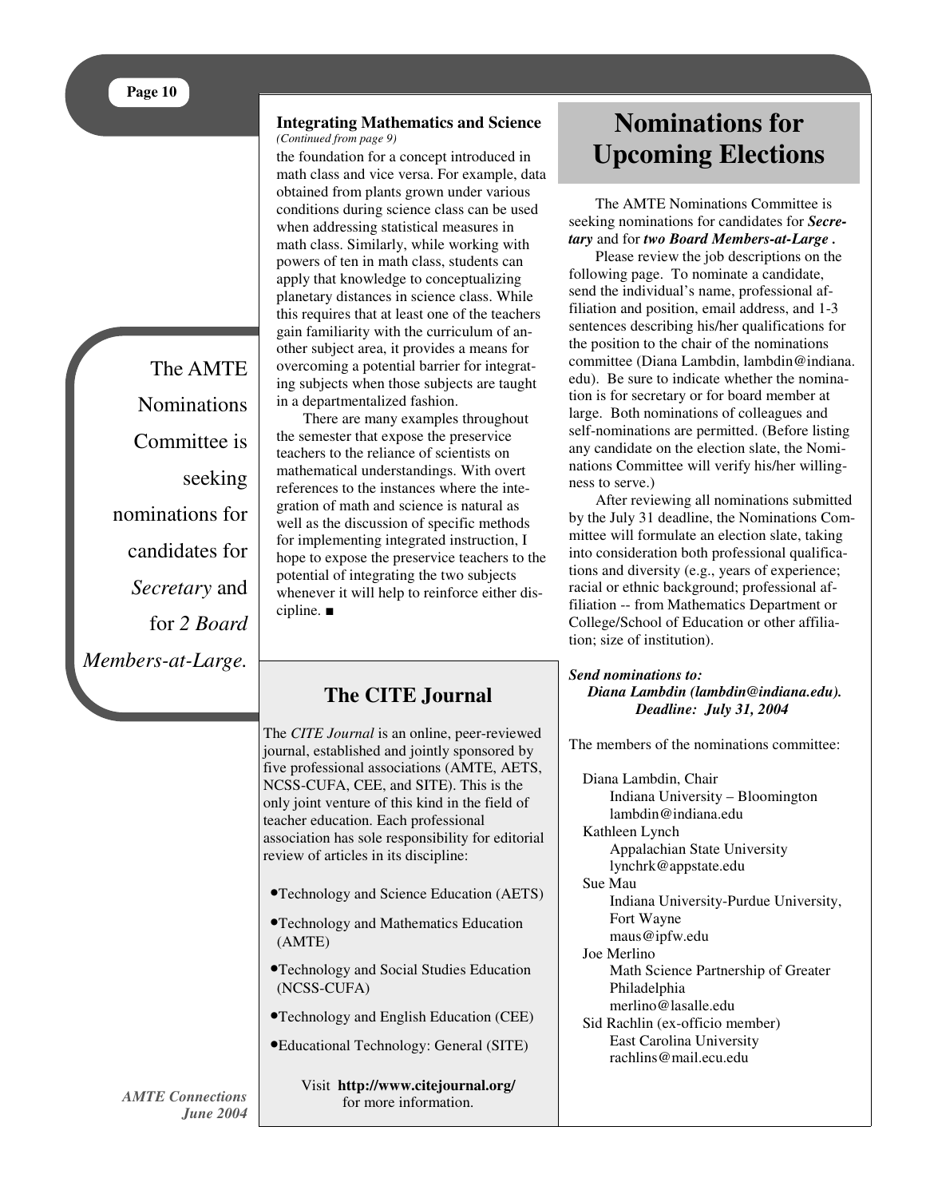### Integrating Mathematics and Science

*(Continued from page 9)*

the foundation for a concept introduced in math class and vice versa. For example, data obtained from plants grown under various conditions during science class can be used when addressing statistical measures in math class. Similarly, while working with powers of ten in math class, students can apply that knowledge to conceptualizing planetary distances in science class. While this requires that at least one of the teachers gain familiarity with the curriculum of another subject area, it provides a means for overcoming a potential barrier for integrating subjects when those subjects are taught in a departmentalized fashion.

There are many examples throughout the semester that expose the preservice teachers to the reliance of scientists on mathematical understandings. With overt references to the instances where the integration of math and science is natural as well as the discussion of specific methods for implementing integrated instruction, I hope to expose the preservice teachers to the potential of integrating the two subjects whenever it will help to reinforce either discipline. ■

## The CITE Journal

The *CITE Journal* is an online, peer-reviewed journal, established and jointly sponsored by five professional associations (AMTE, AETS, NCSS-CUFA, CEE, and SITE). This is the only joint venture of this kind in the field of teacher education. Each professional association has sole responsibility for editorial review of articles in its discipline:

- Technology and Science Education (AETS)
- Technology and Mathematics Education (AMTE)
- Technology and Social Studies Education (NCSS-CUFA)
- Technology and English Education (CEE)
- Educational Technology: General (SITE)

Visit **http://www.citejournal.org/** for more information.

# Nominations for Upcoming Elections

The AMTE Nominations Committee is seeking nominations for candidates for ***Secretary*** and for ***two Board Members-at-Large .***

Please review the job descriptions on the following page. To nominate a candidate, send the individual's name, professional affiliation and position, email address, and 1-3 sentences describing his/her qualifications for the position to the chair of the nominations committee (Diana Lambdin, lambdin@indiana.edu). Be sure to indicate whether the nomination is for secretary or for board member at large. Both nominations of colleagues and self-nominations are permitted. (Before listing any candidate on the election slate, the Nominations Committee will verify his/her willingness to serve.)

After reviewing all nominations submitted by the July 31 deadline, the Nominations Committee will formulate an election slate, taking into consideration both professional qualifications and diversity (e.g., years of experience; racial or ethnic background; professional affiliation -- from Mathematics Department or College/School of Education or other affiliation; size of institution).

***Send nominations to:***
***Diana Lambdin (lambdin@indiana.edu).***
***Deadline: July 31, 2004***

The members of the nominations committee:

Diana Lambdin, Chair
Indiana University – Bloomington
lambdin@indiana.edu

Kathleen Lynch
Appalachian State University
lynchrk@appstate.edu

Sue Mau
Indiana University-Purdue University, Fort Wayne
maus@ipfw.edu

Joe Merlino
Math Science Partnership of Greater Philadelphia
merlino@lasalle.edu

Sid Rachlin (ex-officio member)
East Carolina University
rachlins@mail.ecu.edu

The AMTE Nominations Committee is seeking nominations for candidates for *Secretary* and for *2 Board Members-at-Large.*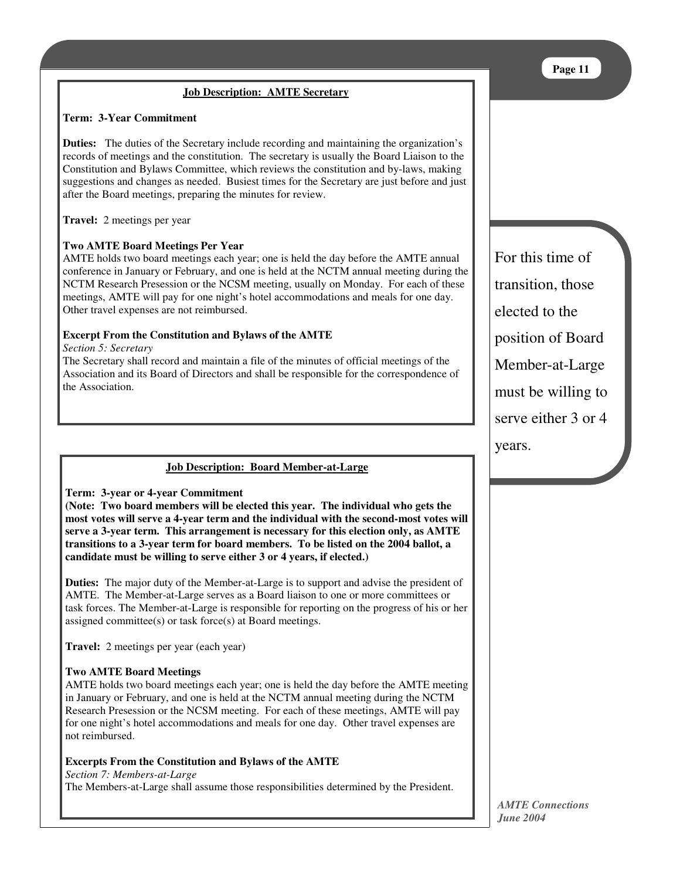## Job Description: AMTE Secretary

**Term: 3-Year Commitment**

**Duties:** The duties of the Secretary include recording and maintaining the organization's records of meetings and the constitution. The secretary is usually the Board Liaison to the Constitution and Bylaws Committee, which reviews the constitution and by-laws, making suggestions and changes as needed. Busiest times for the Secretary are just before and just after the Board meetings, preparing the minutes for review.

**Travel:** 2 meetings per year

**Two AMTE Board Meetings Per Year**
AMTE holds two board meetings each year; one is held the day before the AMTE annual conference in January or February, and one is held at the NCTM annual meeting during the NCTM Research Presession or the NCSM meeting, usually on Monday. For each of these meetings, AMTE will pay for one night's hotel accommodations and meals for one day. Other travel expenses are not reimbursed.

**Excerpt From the Constitution and Bylaws of the AMTE**
*Section 5: Secretary*
The Secretary shall record and maintain a file of the minutes of official meetings of the Association and its Board of Directors and shall be responsible for the correspondence of the Association.

For this time of transition, those elected to the position of Board Member-at-Large must be willing to serve either 3 or 4 years.

## Job Description: Board Member-at-Large

**Term: 3-year or 4-year Commitment**
**(Note: Two board members will be elected this year. The individual who gets the most votes will serve a 4-year term and the individual with the second-most votes will serve a 3-year term. This arrangement is necessary for this election only, as AMTE transitions to a 3-year term for board members. To be listed on the 2004 ballot, a candidate must be willing to serve either 3 or 4 years, if elected.)**

**Duties:** The major duty of the Member-at-Large is to support and advise the president of AMTE. The Member-at-Large serves as a Board liaison to one or more committees or task forces. The Member-at-Large is responsible for reporting on the progress of his or her assigned committee(s) or task force(s) at Board meetings.

**Travel:** 2 meetings per year (each year)

**Two AMTE Board Meetings**
AMTE holds two board meetings each year; one is held the day before the AMTE meeting in January or February, and one is held at the NCTM annual meeting during the NCTM Research Presession or the NCSM meeting. For each of these meetings, AMTE will pay for one night's hotel accommodations and meals for one day. Other travel expenses are not reimbursed.

**Excerpts From the Constitution and Bylaws of the AMTE**
*Section 7: Members-at-Large*
The Members-at-Large shall assume those responsibilities determined by the President.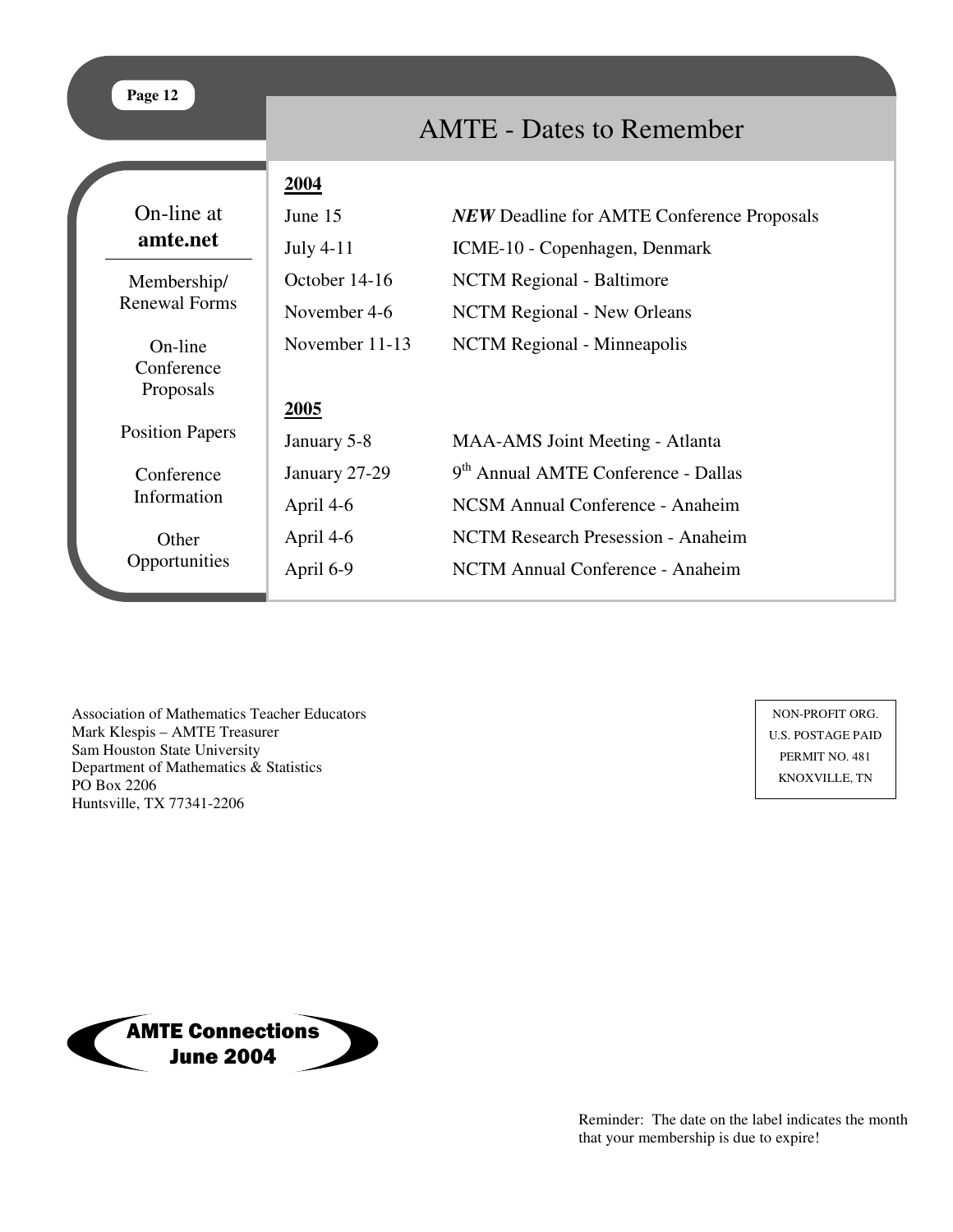# AMTE - Dates to Remember

On-line at **amte.net**

- Membership/ Renewal Forms
- On-line Conference Proposals
- Position Papers
- Conference Information
- Other Opportunities

**2004**

| | |
|---|---|
| June 15 | ***NEW*** Deadline for AMTE Conference Proposals |
| July 4-11 | ICME-10 - Copenhagen, Denmark |
| October 14-16 | NCTM Regional - Baltimore |
| November 4-6 | NCTM Regional - New Orleans |
| November 11-13 | NCTM Regional - Minneapolis |

**2005**

| | |
|---|---|
| January 5-8 | MAA-AMS Joint Meeting - Atlanta |
| January 27-29 | 9th Annual AMTE Conference - Dallas |
| April 4-6 | NCSM Annual Conference - Anaheim |
| April 4-6 | NCTM Research Presession - Anaheim |
| April 6-9 | NCTM Annual Conference - Anaheim |

Association of Mathematics Teacher Educators
Mark Klespis – AMTE Treasurer
Sam Houston State University
Department of Mathematics & Statistics
PO Box 2206
Huntsville, TX 77341-2206

NON-PROFIT ORG.
U.S. POSTAGE PAID
PERMIT NO. 481
KNOXVILLE, TN

**AMTE Connections**
**June 2004**

Reminder: The date on the label indicates the month that your membership is due to expire!